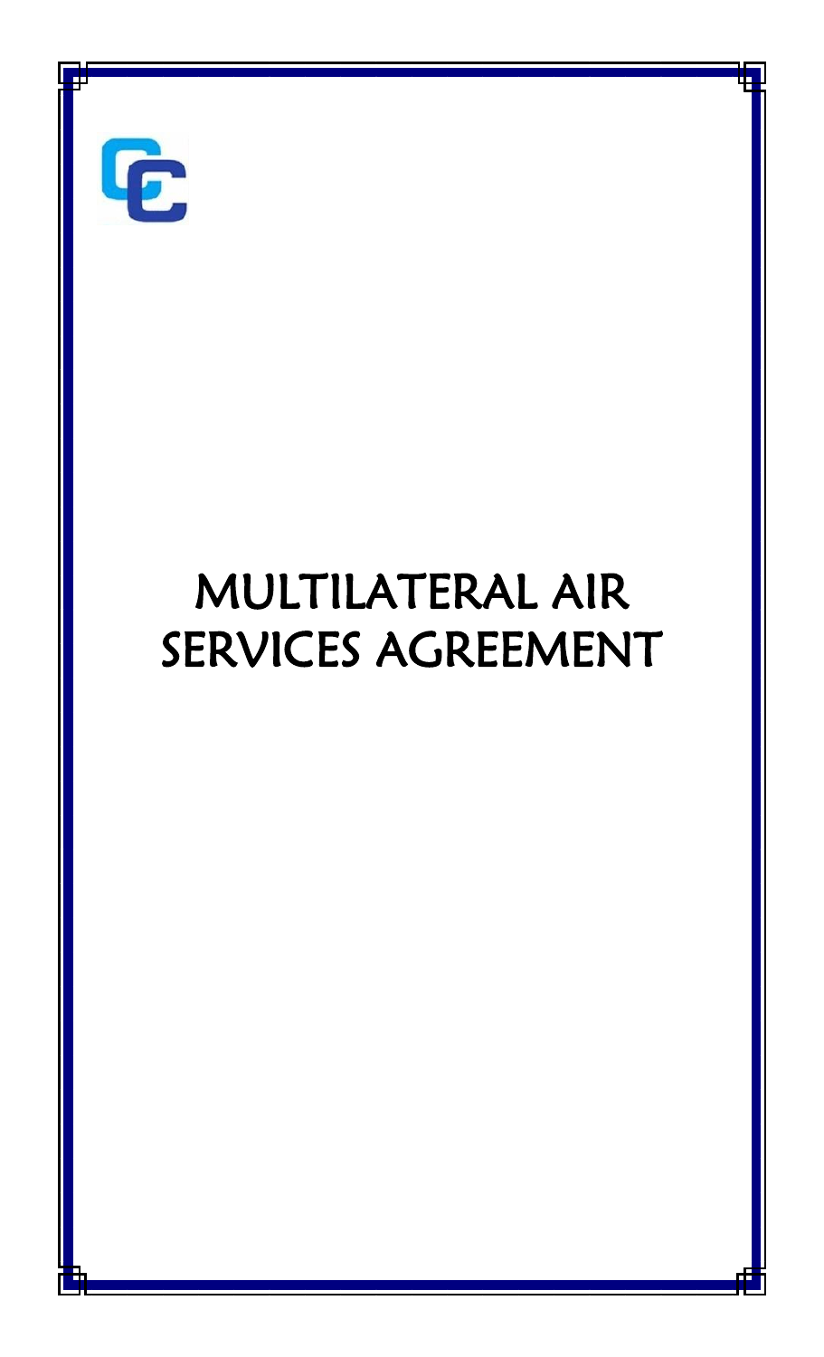# MULTILATERAL AIR SERVICES AGREEMENT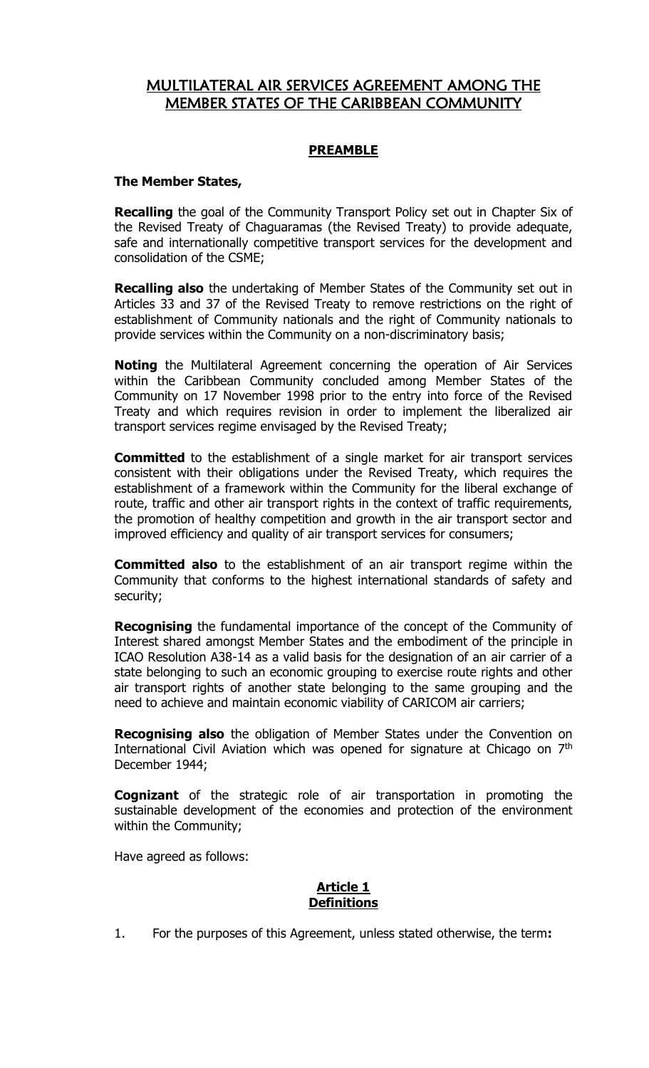# MULTILATERAL AIR SERVICES AGREEMENT AMONG THE MEMBER STATES OF THE CARIBBEAN COMMUNITY

## PREAMBLE

**The Member States,**

**Recalling** the goal of the Community Transport Policy set out in Chapter Six of the Revised Treaty of Chaguaramas (the Revised Treaty) to provide adequate, safe and internationally competitive transport services for the development and consolidation of the CSME;

**Recalling also** the undertaking of Member States of the Community set out in Articles 33 and 37 of the Revised Treaty to remove restrictions on the right of establishment of Community nationals and the right of Community nationals to provide services within the Community on a non-discriminatory basis;

**Noting** the Multilateral Agreement concerning the operation of Air Services within the Caribbean Community concluded among Member States of the Community on 17 November 1998 prior to the entry into force of the Revised Treaty and which requires revision in order to implement the liberalized air transport services regime envisaged by the Revised Treaty;

**Committed** to the establishment of a single market for air transport services consistent with their obligations under the Revised Treaty, which requires the establishment of a framework within the Community for the liberal exchange of route, traffic and other air transport rights in the context of traffic requirements, the promotion of healthy competition and growth in the air transport sector and improved efficiency and quality of air transport services for consumers;

**Committed also** to the establishment of an air transport regime within the Community that conforms to the highest international standards of safety and security;

**Recognising** the fundamental importance of the concept of the Community of Interest shared amongst Member States and the embodiment of the principle in ICAO Resolution A38-14 as a valid basis for the designation of an air carrier of a state belonging to such an economic grouping to exercise route rights and other air transport rights of another state belonging to the same grouping and the need to achieve and maintain economic viability of CARICOM air carriers;

**Recognising also** the obligation of Member States under the Convention on International Civil Aviation which was opened for signature at Chicago on 7th December 1944;

**Cognizant** of the strategic role of air transportation in promoting the sustainable development of the economies and protection of the environment within the Community;

Have agreed as follows:

## Article 1
## Definitions

1. For the purposes of this Agreement, unless stated otherwise, the term**:**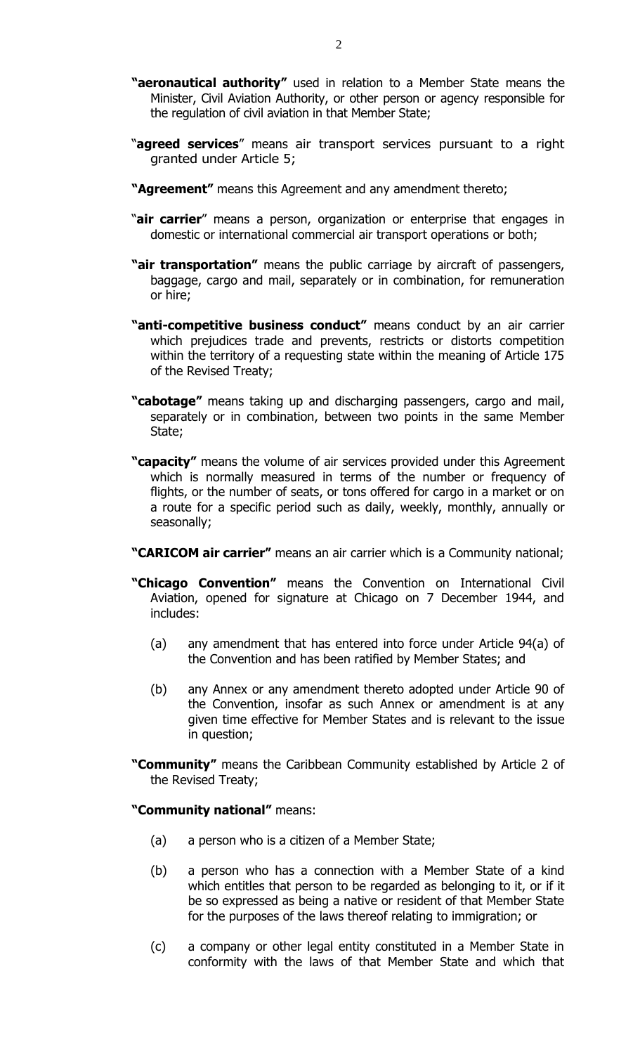**"aeronautical authority"** used in relation to a Member State means the Minister, Civil Aviation Authority, or other person or agency responsible for the regulation of civil aviation in that Member State;

"**agreed services**" means air transport services pursuant to a right granted under Article 5;

**"Agreement"** means this Agreement and any amendment thereto;

"**air carrier**" means a person, organization or enterprise that engages in domestic or international commercial air transport operations or both;

**"air transportation"** means the public carriage by aircraft of passengers, baggage, cargo and mail, separately or in combination, for remuneration or hire;

**"anti-competitive business conduct"** means conduct by an air carrier which prejudices trade and prevents, restricts or distorts competition within the territory of a requesting state within the meaning of Article 175 of the Revised Treaty;

**"cabotage"** means taking up and discharging passengers, cargo and mail, separately or in combination, between two points in the same Member State;

**"capacity"** means the volume of air services provided under this Agreement which is normally measured in terms of the number or frequency of flights, or the number of seats, or tons offered for cargo in a market or on a route for a specific period such as daily, weekly, monthly, annually or seasonally;

**"CARICOM air carrier"** means an air carrier which is a Community national;

**"Chicago Convention"** means the Convention on International Civil Aviation, opened for signature at Chicago on 7 December 1944, and includes:

(a) any amendment that has entered into force under Article 94(a) of the Convention and has been ratified by Member States; and

(b) any Annex or any amendment thereto adopted under Article 90 of the Convention, insofar as such Annex or amendment is at any given time effective for Member States and is relevant to the issue in question;

**"Community"** means the Caribbean Community established by Article 2 of the Revised Treaty;

**"Community national"** means:

(a) a person who is a citizen of a Member State;

(b) a person who has a connection with a Member State of a kind which entitles that person to be regarded as belonging to it, or if it be so expressed as being a native or resident of that Member State for the purposes of the laws thereof relating to immigration; or

(c) a company or other legal entity constituted in a Member State in conformity with the laws of that Member State and which that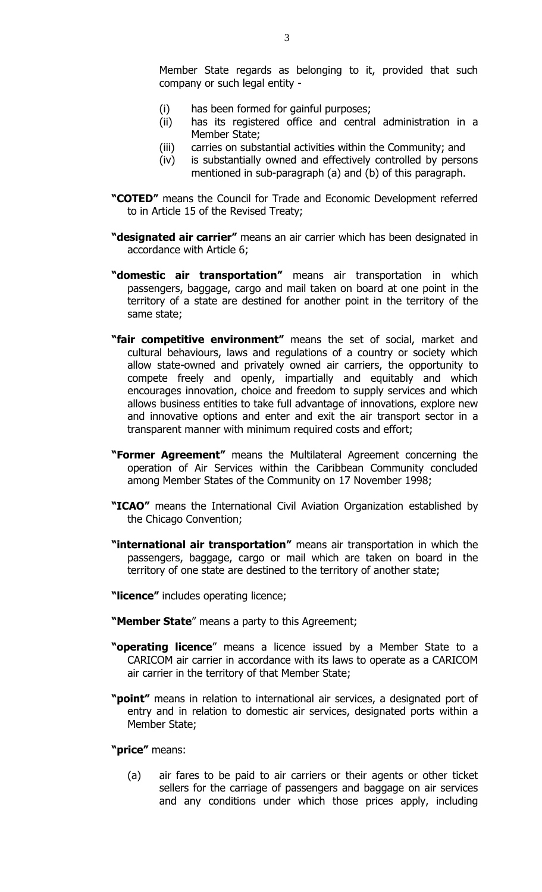Member State regards as belonging to it, provided that such company or such legal entity -

(i) has been formed for gainful purposes;
(ii) has its registered office and central administration in a Member State;
(iii) carries on substantial activities within the Community; and
(iv) is substantially owned and effectively controlled by persons mentioned in sub-paragraph (a) and (b) of this paragraph.

**"COTED"** means the Council for Trade and Economic Development referred to in Article 15 of the Revised Treaty;

**"designated air carrier"** means an air carrier which has been designated in accordance with Article 6;

**"domestic air transportation"** means air transportation in which passengers, baggage, cargo and mail taken on board at one point in the territory of a state are destined for another point in the territory of the same state;

**"fair competitive environment"** means the set of social, market and cultural behaviours, laws and regulations of a country or society which allow state-owned and privately owned air carriers, the opportunity to compete freely and openly, impartially and equitably and which encourages innovation, choice and freedom to supply services and which allows business entities to take full advantage of innovations, explore new and innovative options and enter and exit the air transport sector in a transparent manner with minimum required costs and effort;

**"Former Agreement"** means the Multilateral Agreement concerning the operation of Air Services within the Caribbean Community concluded among Member States of the Community on 17 November 1998;

**"ICAO"** means the International Civil Aviation Organization established by the Chicago Convention;

**"international air transportation"** means air transportation in which the passengers, baggage, cargo or mail which are taken on board in the territory of one state are destined to the territory of another state;

**"licence"** includes operating licence;

**"Member State"** means a party to this Agreement;

**"operating licence"** means a licence issued by a Member State to a CARICOM air carrier in accordance with its laws to operate as a CARICOM air carrier in the territory of that Member State;

**"point"** means in relation to international air services, a designated port of entry and in relation to domestic air services, designated ports within a Member State;

**"price"** means:

(a) air fares to be paid to air carriers or their agents or other ticket sellers for the carriage of passengers and baggage on air services and any conditions under which those prices apply, including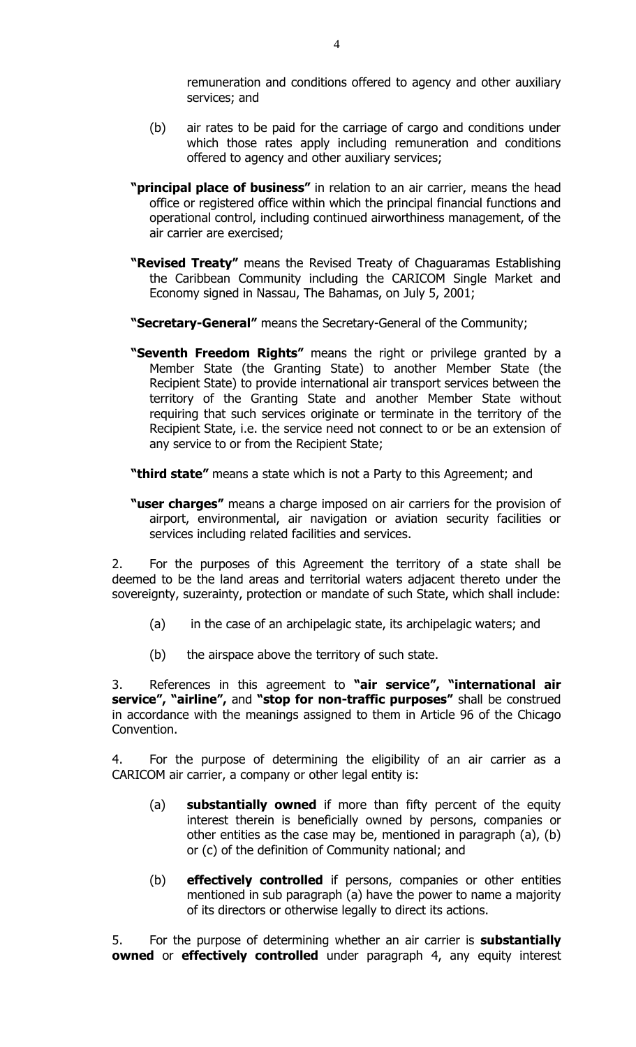remuneration and conditions offered to agency and other auxiliary services; and

(b) air rates to be paid for the carriage of cargo and conditions under which those rates apply including remuneration and conditions offered to agency and other auxiliary services;

**"principal place of business"** in relation to an air carrier, means the head office or registered office within which the principal financial functions and operational control, including continued airworthiness management, of the air carrier are exercised;

**"Revised Treaty"** means the Revised Treaty of Chaguaramas Establishing the Caribbean Community including the CARICOM Single Market and Economy signed in Nassau, The Bahamas, on July 5, 2001;

**"Secretary-General"** means the Secretary-General of the Community;

**"Seventh Freedom Rights"** means the right or privilege granted by a Member State (the Granting State) to another Member State (the Recipient State) to provide international air transport services between the territory of the Granting State and another Member State without requiring that such services originate or terminate in the territory of the Recipient State, i.e. the service need not connect to or be an extension of any service to or from the Recipient State;

**"third state"** means a state which is not a Party to this Agreement; and

**"user charges"** means a charge imposed on air carriers for the provision of airport, environmental, air navigation or aviation security facilities or services including related facilities and services.

2. For the purposes of this Agreement the territory of a state shall be deemed to be the land areas and territorial waters adjacent thereto under the sovereignty, suzerainty, protection or mandate of such State, which shall include:

(a) in the case of an archipelagic state, its archipelagic waters; and

(b) the airspace above the territory of such state.

3. References in this agreement to **"air service", "international air service", "airline",** and **"stop for non-traffic purposes"** shall be construed in accordance with the meanings assigned to them in Article 96 of the Chicago Convention.

4. For the purpose of determining the eligibility of an air carrier as a CARICOM air carrier, a company or other legal entity is:

(a) **substantially owned** if more than fifty percent of the equity interest therein is beneficially owned by persons, companies or other entities as the case may be, mentioned in paragraph (a), (b) or (c) of the definition of Community national; and

(b) **effectively controlled** if persons, companies or other entities mentioned in sub paragraph (a) have the power to name a majority of its directors or otherwise legally to direct its actions.

5. For the purpose of determining whether an air carrier is **substantially owned** or **effectively controlled** under paragraph 4, any equity interest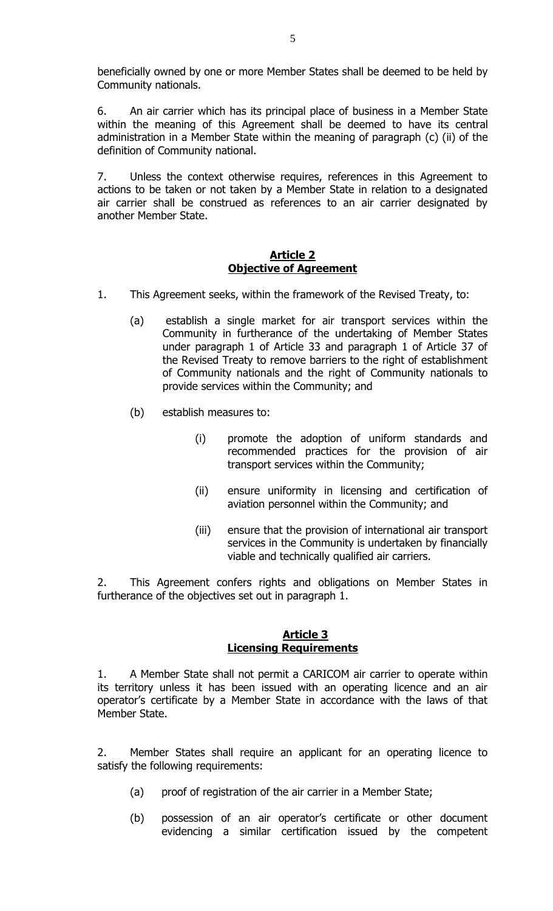beneficially owned by one or more Member States shall be deemed to be held by Community nationals.

6. An air carrier which has its principal place of business in a Member State within the meaning of this Agreement shall be deemed to have its central administration in a Member State within the meaning of paragraph (c) (ii) of the definition of Community national.

7. Unless the context otherwise requires, references in this Agreement to actions to be taken or not taken by a Member State in relation to a designated air carrier shall be construed as references to an air carrier designated by another Member State.

## Article 2
## Objective of Agreement

1. This Agreement seeks, within the framework of the Revised Treaty, to:

   (a) establish a single market for air transport services within the Community in furtherance of the undertaking of Member States under paragraph 1 of Article 33 and paragraph 1 of Article 37 of the Revised Treaty to remove barriers to the right of establishment of Community nationals and the right of Community nationals to provide services within the Community; and

   (b) establish measures to:

      (i) promote the adoption of uniform standards and recommended practices for the provision of air transport services within the Community;

      (ii) ensure uniformity in licensing and certification of aviation personnel within the Community; and

      (iii) ensure that the provision of international air transport services in the Community is undertaken by financially viable and technically qualified air carriers.

2. This Agreement confers rights and obligations on Member States in furtherance of the objectives set out in paragraph 1.

## Article 3
## Licensing Requirements

1. A Member State shall not permit a CARICOM air carrier to operate within its territory unless it has been issued with an operating licence and an air operator's certificate by a Member State in accordance with the laws of that Member State.

2. Member States shall require an applicant for an operating licence to satisfy the following requirements:

   (a) proof of registration of the air carrier in a Member State;

   (b) possession of an air operator's certificate or other document evidencing a similar certification issued by the competent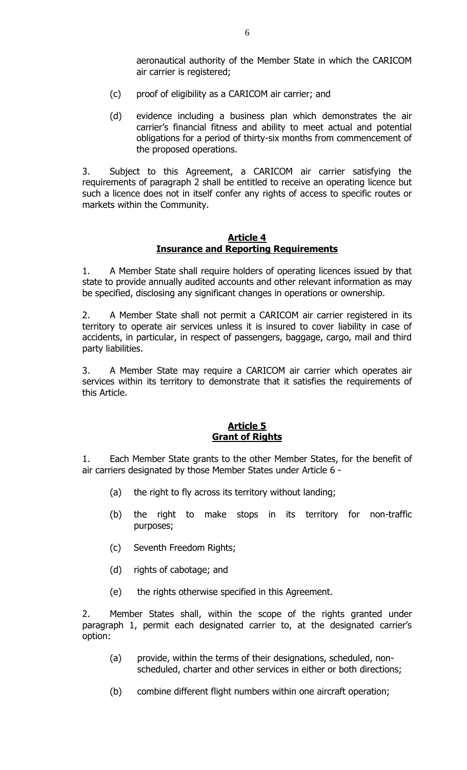aeronautical authority of the Member State in which the CARICOM air carrier is registered;

(c) proof of eligibility as a CARICOM air carrier; and

(d) evidence including a business plan which demonstrates the air carrier's financial fitness and ability to meet actual and potential obligations for a period of thirty-six months from commencement of the proposed operations.

3. Subject to this Agreement, a CARICOM air carrier satisfying the requirements of paragraph 2 shall be entitled to receive an operating licence but such a licence does not in itself confer any rights of access to specific routes or markets within the Community.

## Article 4
## Insurance and Reporting Requirements

1. A Member State shall require holders of operating licences issued by that state to provide annually audited accounts and other relevant information as may be specified, disclosing any significant changes in operations or ownership.

2. A Member State shall not permit a CARICOM air carrier registered in its territory to operate air services unless it is insured to cover liability in case of accidents, in particular, in respect of passengers, baggage, cargo, mail and third party liabilities.

3. A Member State may require a CARICOM air carrier which operates air services within its territory to demonstrate that it satisfies the requirements of this Article.

## Article 5
## Grant of Rights

1. Each Member State grants to the other Member States, for the benefit of air carriers designated by those Member States under Article 6 -

(a) the right to fly across its territory without landing;

(b) the right to make stops in its territory for non-traffic purposes;

(c) Seventh Freedom Rights;

(d) rights of cabotage; and

(e) the rights otherwise specified in this Agreement.

2. Member States shall, within the scope of the rights granted under paragraph 1, permit each designated carrier to, at the designated carrier's option:

(a) provide, within the terms of their designations, scheduled, non-scheduled, charter and other services in either or both directions;

(b) combine different flight numbers within one aircraft operation;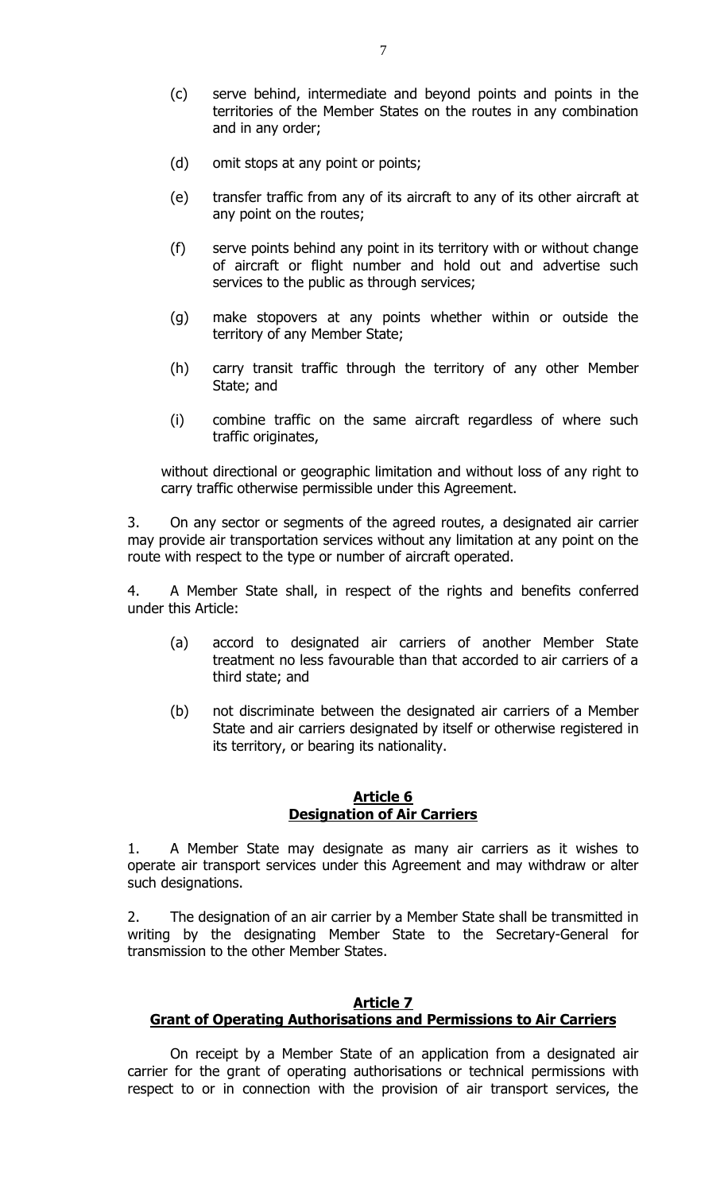(c) serve behind, intermediate and beyond points and points in the territories of the Member States on the routes in any combination and in any order;

(d) omit stops at any point or points;

(e) transfer traffic from any of its aircraft to any of its other aircraft at any point on the routes;

(f) serve points behind any point in its territory with or without change of aircraft or flight number and hold out and advertise such services to the public as through services;

(g) make stopovers at any points whether within or outside the territory of any Member State;

(h) carry transit traffic through the territory of any other Member State; and

(i) combine traffic on the same aircraft regardless of where such traffic originates,

without directional or geographic limitation and without loss of any right to carry traffic otherwise permissible under this Agreement.

3. On any sector or segments of the agreed routes, a designated air carrier may provide air transportation services without any limitation at any point on the route with respect to the type or number of aircraft operated.

4. A Member State shall, in respect of the rights and benefits conferred under this Article:

(a) accord to designated air carriers of another Member State treatment no less favourable than that accorded to air carriers of a third state; and

(b) not discriminate between the designated air carriers of a Member State and air carriers designated by itself or otherwise registered in its territory, or bearing its nationality.

## Article 6
## Designation of Air Carriers

1. A Member State may designate as many air carriers as it wishes to operate air transport services under this Agreement and may withdraw or alter such designations.

2. The designation of an air carrier by a Member State shall be transmitted in writing by the designating Member State to the Secretary-General for transmission to the other Member States.

## Article 7
## Grant of Operating Authorisations and Permissions to Air Carriers

On receipt by a Member State of an application from a designated air carrier for the grant of operating authorisations or technical permissions with respect to or in connection with the provision of air transport services, the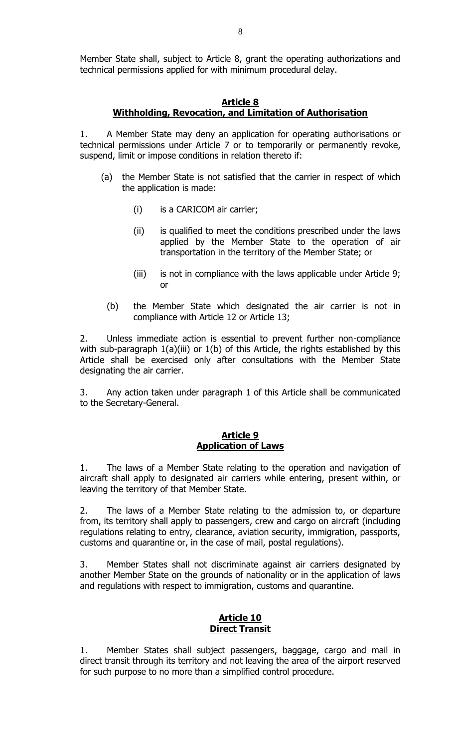Member State shall, subject to Article 8, grant the operating authorizations and technical permissions applied for with minimum procedural delay.

**Article 8**
**Withholding, Revocation, and Limitation of Authorisation**

1. A Member State may deny an application for operating authorisations or technical permissions under Article 7 or to temporarily or permanently revoke, suspend, limit or impose conditions in relation thereto if:

   (a) the Member State is not satisfied that the carrier in respect of which the application is made:

      (i) is a CARICOM air carrier;

      (ii) is qualified to meet the conditions prescribed under the laws applied by the Member State to the operation of air transportation in the territory of the Member State; or

      (iii) is not in compliance with the laws applicable under Article 9; or

   (b) the Member State which designated the air carrier is not in compliance with Article 12 or Article 13;

2. Unless immediate action is essential to prevent further non-compliance with sub-paragraph 1(a)(iii) or 1(b) of this Article, the rights established by this Article shall be exercised only after consultations with the Member State designating the air carrier.

3. Any action taken under paragraph 1 of this Article shall be communicated to the Secretary-General.

**Article 9**
**Application of Laws**

1. The laws of a Member State relating to the operation and navigation of aircraft shall apply to designated air carriers while entering, present within, or leaving the territory of that Member State.

2. The laws of a Member State relating to the admission to, or departure from, its territory shall apply to passengers, crew and cargo on aircraft (including regulations relating to entry, clearance, aviation security, immigration, passports, customs and quarantine or, in the case of mail, postal regulations).

3. Member States shall not discriminate against air carriers designated by another Member State on the grounds of nationality or in the application of laws and regulations with respect to immigration, customs and quarantine.

**Article 10**
**Direct Transit**

1. Member States shall subject passengers, baggage, cargo and mail in direct transit through its territory and not leaving the area of the airport reserved for such purpose to no more than a simplified control procedure.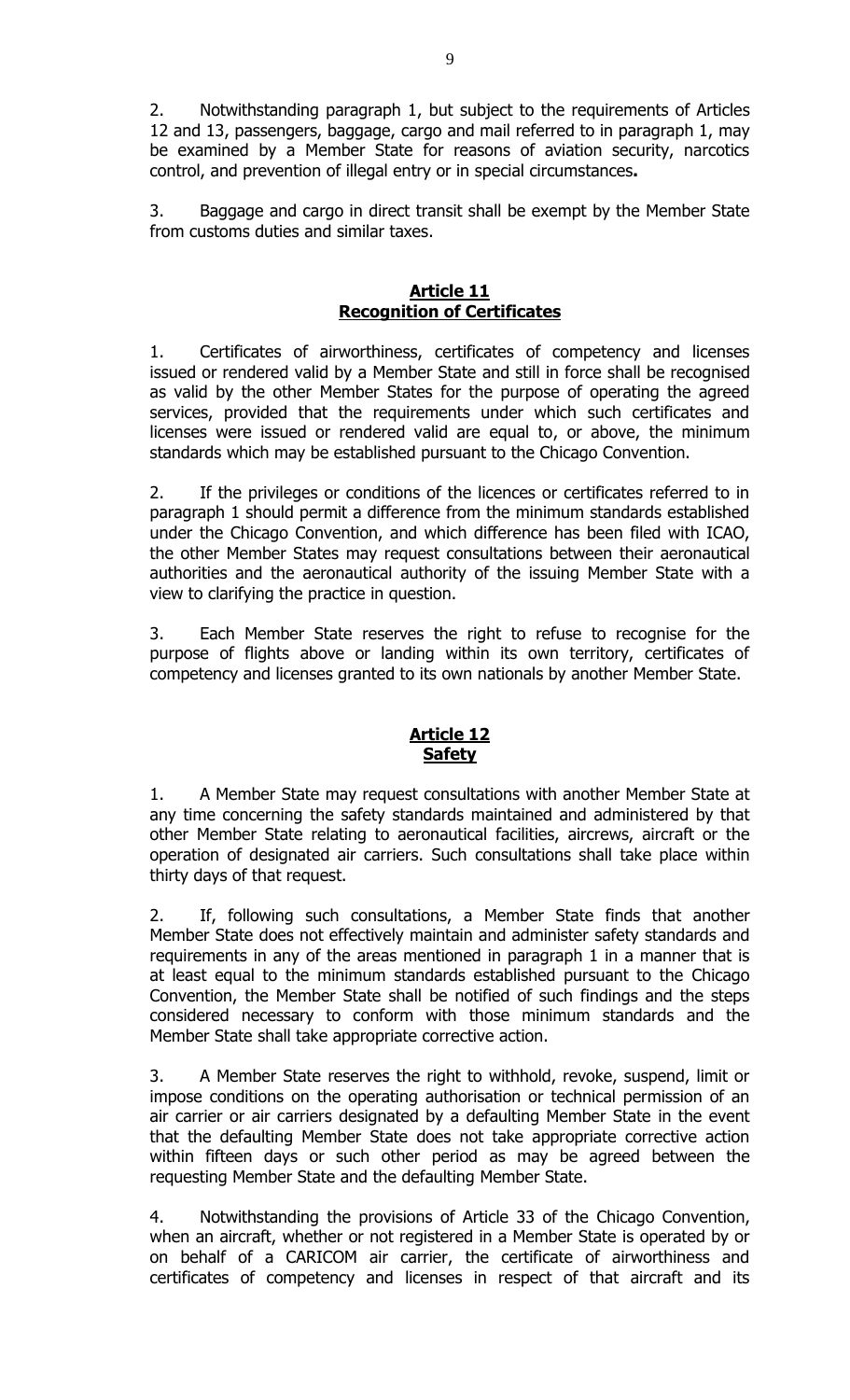2. Notwithstanding paragraph 1, but subject to the requirements of Articles 12 and 13, passengers, baggage, cargo and mail referred to in paragraph 1, may be examined by a Member State for reasons of aviation security, narcotics control, and prevention of illegal entry or in special circumstances**.**

3. Baggage and cargo in direct transit shall be exempt by the Member State from customs duties and similar taxes.

## Article 11
## Recognition of Certificates

1. Certificates of airworthiness, certificates of competency and licenses issued or rendered valid by a Member State and still in force shall be recognised as valid by the other Member States for the purpose of operating the agreed services, provided that the requirements under which such certificates and licenses were issued or rendered valid are equal to, or above, the minimum standards which may be established pursuant to the Chicago Convention.

2. If the privileges or conditions of the licences or certificates referred to in paragraph 1 should permit a difference from the minimum standards established under the Chicago Convention, and which difference has been filed with ICAO, the other Member States may request consultations between their aeronautical authorities and the aeronautical authority of the issuing Member State with a view to clarifying the practice in question.

3. Each Member State reserves the right to refuse to recognise for the purpose of flights above or landing within its own territory, certificates of competency and licenses granted to its own nationals by another Member State.

## Article 12
## Safety

1. A Member State may request consultations with another Member State at any time concerning the safety standards maintained and administered by that other Member State relating to aeronautical facilities, aircrews, aircraft or the operation of designated air carriers. Such consultations shall take place within thirty days of that request.

2. If, following such consultations, a Member State finds that another Member State does not effectively maintain and administer safety standards and requirements in any of the areas mentioned in paragraph 1 in a manner that is at least equal to the minimum standards established pursuant to the Chicago Convention, the Member State shall be notified of such findings and the steps considered necessary to conform with those minimum standards and the Member State shall take appropriate corrective action.

3. A Member State reserves the right to withhold, revoke, suspend, limit or impose conditions on the operating authorisation or technical permission of an air carrier or air carriers designated by a defaulting Member State in the event that the defaulting Member State does not take appropriate corrective action within fifteen days or such other period as may be agreed between the requesting Member State and the defaulting Member State.

4. Notwithstanding the provisions of Article 33 of the Chicago Convention, when an aircraft, whether or not registered in a Member State is operated by or on behalf of a CARICOM air carrier, the certificate of airworthiness and certificates of competency and licenses in respect of that aircraft and its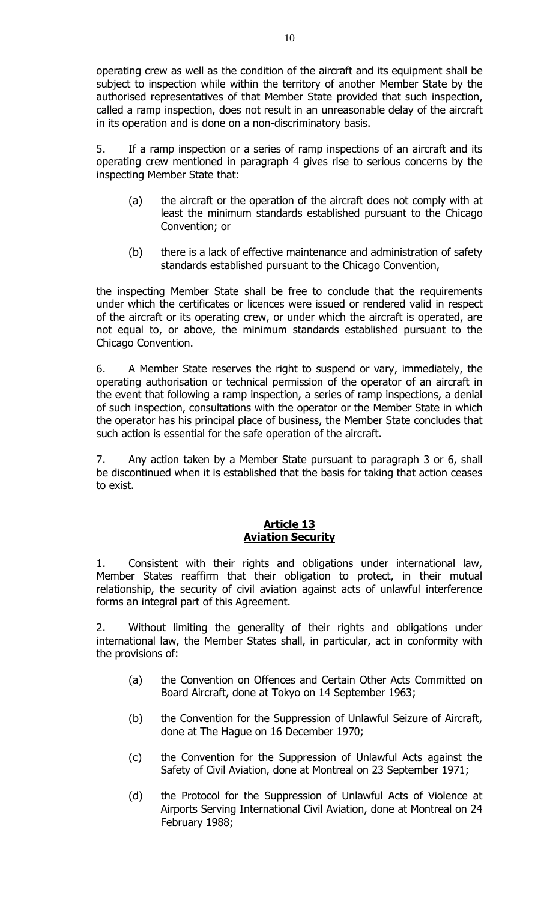operating crew as well as the condition of the aircraft and its equipment shall be subject to inspection while within the territory of another Member State by the authorised representatives of that Member State provided that such inspection, called a ramp inspection, does not result in an unreasonable delay of the aircraft in its operation and is done on a non-discriminatory basis.

5. If a ramp inspection or a series of ramp inspections of an aircraft and its operating crew mentioned in paragraph 4 gives rise to serious concerns by the inspecting Member State that:

(a) the aircraft or the operation of the aircraft does not comply with at least the minimum standards established pursuant to the Chicago Convention; or

(b) there is a lack of effective maintenance and administration of safety standards established pursuant to the Chicago Convention,

the inspecting Member State shall be free to conclude that the requirements under which the certificates or licences were issued or rendered valid in respect of the aircraft or its operating crew, or under which the aircraft is operated, are not equal to, or above, the minimum standards established pursuant to the Chicago Convention.

6. A Member State reserves the right to suspend or vary, immediately, the operating authorisation or technical permission of the operator of an aircraft in the event that following a ramp inspection, a series of ramp inspections, a denial of such inspection, consultations with the operator or the Member State in which the operator has his principal place of business, the Member State concludes that such action is essential for the safe operation of the aircraft.

7. Any action taken by a Member State pursuant to paragraph 3 or 6, shall be discontinued when it is established that the basis for taking that action ceases to exist.

## Article 13
## Aviation Security

1. Consistent with their rights and obligations under international law, Member States reaffirm that their obligation to protect, in their mutual relationship, the security of civil aviation against acts of unlawful interference forms an integral part of this Agreement.

2. Without limiting the generality of their rights and obligations under international law, the Member States shall, in particular, act in conformity with the provisions of:

(a) the Convention on Offences and Certain Other Acts Committed on Board Aircraft, done at Tokyo on 14 September 1963;

(b) the Convention for the Suppression of Unlawful Seizure of Aircraft, done at The Hague on 16 December 1970;

(c) the Convention for the Suppression of Unlawful Acts against the Safety of Civil Aviation, done at Montreal on 23 September 1971;

(d) the Protocol for the Suppression of Unlawful Acts of Violence at Airports Serving International Civil Aviation, done at Montreal on 24 February 1988;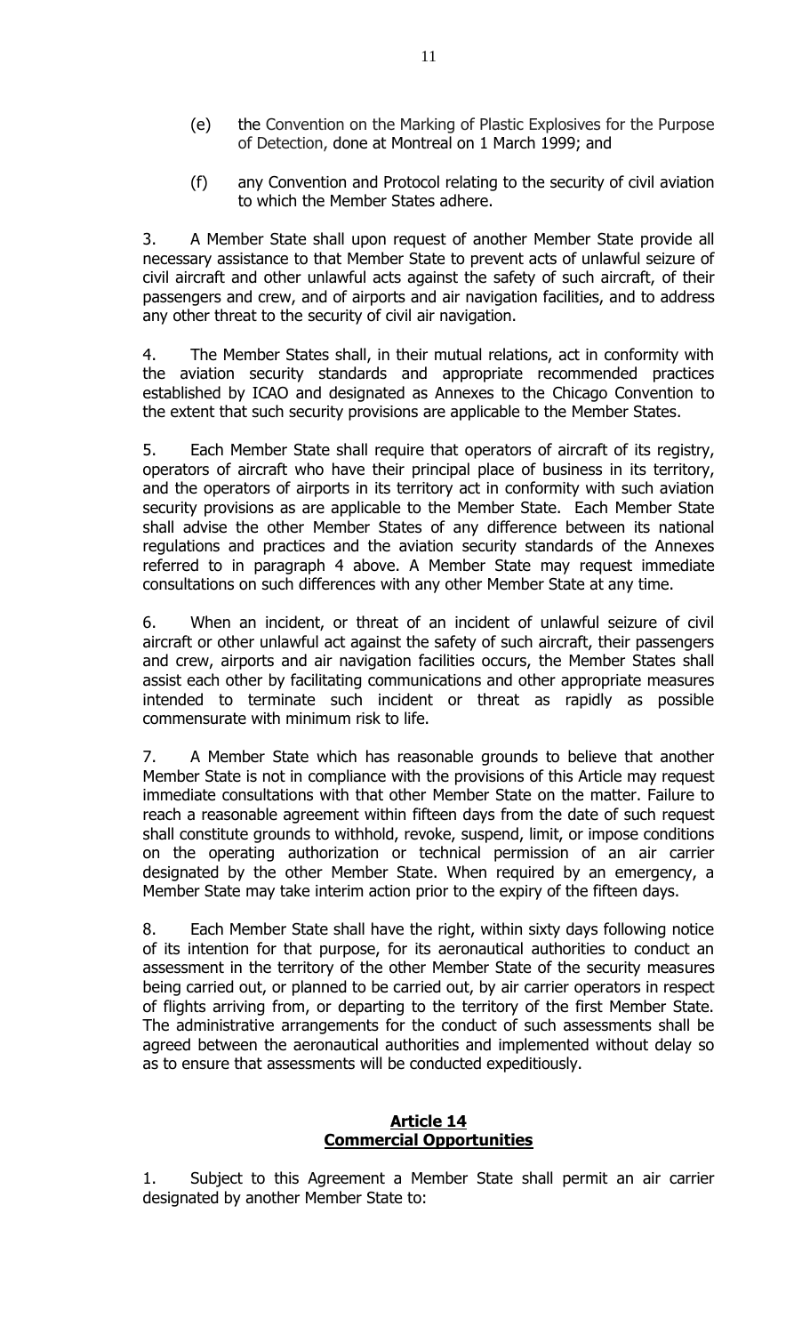(e) the Convention on the Marking of Plastic Explosives for the Purpose of Detection, done at Montreal on 1 March 1999; and

(f) any Convention and Protocol relating to the security of civil aviation to which the Member States adhere.

3. A Member State shall upon request of another Member State provide all necessary assistance to that Member State to prevent acts of unlawful seizure of civil aircraft and other unlawful acts against the safety of such aircraft, of their passengers and crew, and of airports and air navigation facilities, and to address any other threat to the security of civil air navigation.

4. The Member States shall, in their mutual relations, act in conformity with the aviation security standards and appropriate recommended practices established by ICAO and designated as Annexes to the Chicago Convention to the extent that such security provisions are applicable to the Member States.

5. Each Member State shall require that operators of aircraft of its registry, operators of aircraft who have their principal place of business in its territory, and the operators of airports in its territory act in conformity with such aviation security provisions as are applicable to the Member State. Each Member State shall advise the other Member States of any difference between its national regulations and practices and the aviation security standards of the Annexes referred to in paragraph 4 above. A Member State may request immediate consultations on such differences with any other Member State at any time.

6. When an incident, or threat of an incident of unlawful seizure of civil aircraft or other unlawful act against the safety of such aircraft, their passengers and crew, airports and air navigation facilities occurs, the Member States shall assist each other by facilitating communications and other appropriate measures intended to terminate such incident or threat as rapidly as possible commensurate with minimum risk to life.

7. A Member State which has reasonable grounds to believe that another Member State is not in compliance with the provisions of this Article may request immediate consultations with that other Member State on the matter. Failure to reach a reasonable agreement within fifteen days from the date of such request shall constitute grounds to withhold, revoke, suspend, limit, or impose conditions on the operating authorization or technical permission of an air carrier designated by the other Member State. When required by an emergency, a Member State may take interim action prior to the expiry of the fifteen days.

8. Each Member State shall have the right, within sixty days following notice of its intention for that purpose, for its aeronautical authorities to conduct an assessment in the territory of the other Member State of the security measures being carried out, or planned to be carried out, by air carrier operators in respect of flights arriving from, or departing to the territory of the first Member State. The administrative arrangements for the conduct of such assessments shall be agreed between the aeronautical authorities and implemented without delay so as to ensure that assessments will be conducted expeditiously.

## Article 14
## Commercial Opportunities

1. Subject to this Agreement a Member State shall permit an air carrier designated by another Member State to: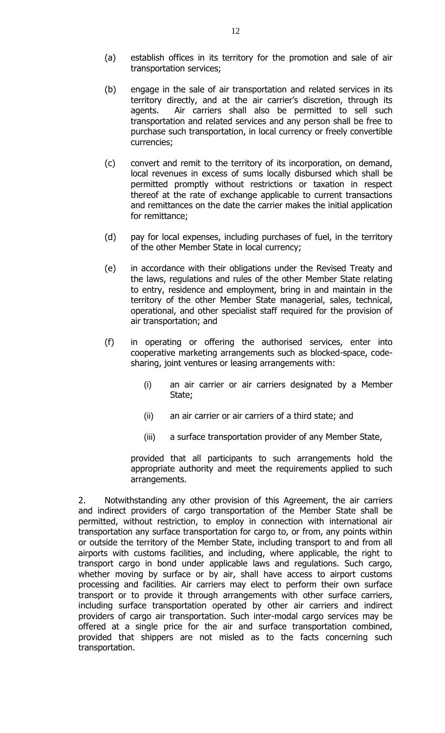(a) establish offices in its territory for the promotion and sale of air transportation services;

(b) engage in the sale of air transportation and related services in its territory directly, and at the air carrier's discretion, through its agents. Air carriers shall also be permitted to sell such transportation and related services and any person shall be free to purchase such transportation, in local currency or freely convertible currencies;

(c) convert and remit to the territory of its incorporation, on demand, local revenues in excess of sums locally disbursed which shall be permitted promptly without restrictions or taxation in respect thereof at the rate of exchange applicable to current transactions and remittances on the date the carrier makes the initial application for remittance;

(d) pay for local expenses, including purchases of fuel, in the territory of the other Member State in local currency;

(e) in accordance with their obligations under the Revised Treaty and the laws, regulations and rules of the other Member State relating to entry, residence and employment, bring in and maintain in the territory of the other Member State managerial, sales, technical, operational, and other specialist staff required for the provision of air transportation; and

(f) in operating or offering the authorised services, enter into cooperative marketing arrangements such as blocked-space, code-sharing, joint ventures or leasing arrangements with:

   (i) an air carrier or air carriers designated by a Member State;

   (ii) an air carrier or air carriers of a third state; and

   (iii) a surface transportation provider of any Member State,

   provided that all participants to such arrangements hold the appropriate authority and meet the requirements applied to such arrangements.

2. Notwithstanding any other provision of this Agreement, the air carriers and indirect providers of cargo transportation of the Member State shall be permitted, without restriction, to employ in connection with international air transportation any surface transportation for cargo to, or from, any points within or outside the territory of the Member State, including transport to and from all airports with customs facilities, and including, where applicable, the right to transport cargo in bond under applicable laws and regulations. Such cargo, whether moving by surface or by air, shall have access to airport customs processing and facilities. Air carriers may elect to perform their own surface transport or to provide it through arrangements with other surface carriers, including surface transportation operated by other air carriers and indirect providers of cargo air transportation. Such inter-modal cargo services may be offered at a single price for the air and surface transportation combined, provided that shippers are not misled as to the facts concerning such transportation.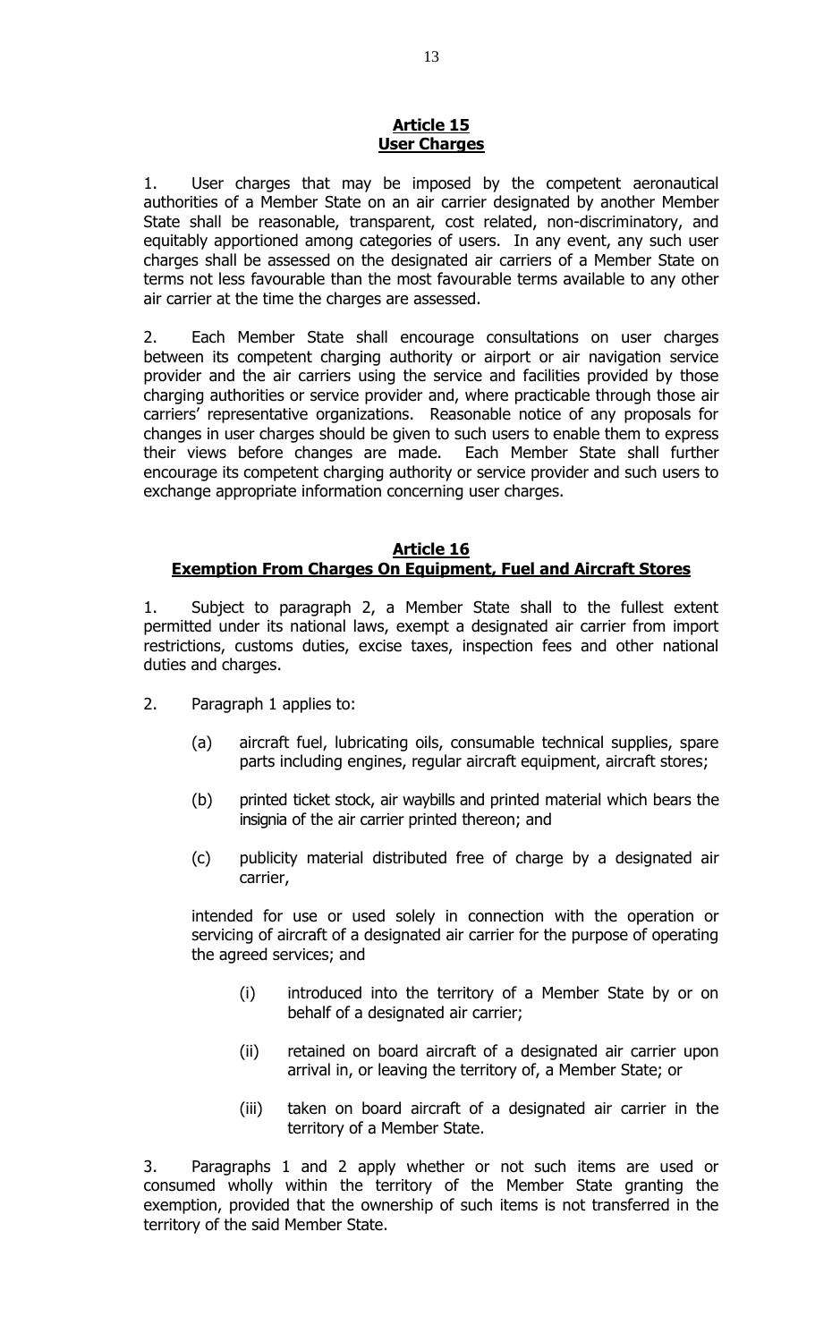## Article 15
## User Charges

1. User charges that may be imposed by the competent aeronautical authorities of a Member State on an air carrier designated by another Member State shall be reasonable, transparent, cost related, non-discriminatory, and equitably apportioned among categories of users. In any event, any such user charges shall be assessed on the designated air carriers of a Member State on terms not less favourable than the most favourable terms available to any other air carrier at the time the charges are assessed.

2. Each Member State shall encourage consultations on user charges between its competent charging authority or airport or air navigation service provider and the air carriers using the service and facilities provided by those charging authorities or service provider and, where practicable through those air carriers' representative organizations. Reasonable notice of any proposals for changes in user charges should be given to such users to enable them to express their views before changes are made. Each Member State shall further encourage its competent charging authority or service provider and such users to exchange appropriate information concerning user charges.

## Article 16
## Exemption From Charges On Equipment, Fuel and Aircraft Stores

1. Subject to paragraph 2, a Member State shall to the fullest extent permitted under its national laws, exempt a designated air carrier from import restrictions, customs duties, excise taxes, inspection fees and other national duties and charges.

2. Paragraph 1 applies to:

   (a) aircraft fuel, lubricating oils, consumable technical supplies, spare parts including engines, regular aircraft equipment, aircraft stores;

   (b) printed ticket stock, air waybills and printed material which bears the insignia of the air carrier printed thereon; and

   (c) publicity material distributed free of charge by a designated air carrier,

   intended for use or used solely in connection with the operation or servicing of aircraft of a designated air carrier for the purpose of operating the agreed services; and

   (i) introduced into the territory of a Member State by or on behalf of a designated air carrier;

   (ii) retained on board aircraft of a designated air carrier upon arrival in, or leaving the territory of, a Member State; or

   (iii) taken on board aircraft of a designated air carrier in the territory of a Member State.

3. Paragraphs 1 and 2 apply whether or not such items are used or consumed wholly within the territory of the Member State granting the exemption, provided that the ownership of such items is not transferred in the territory of the said Member State.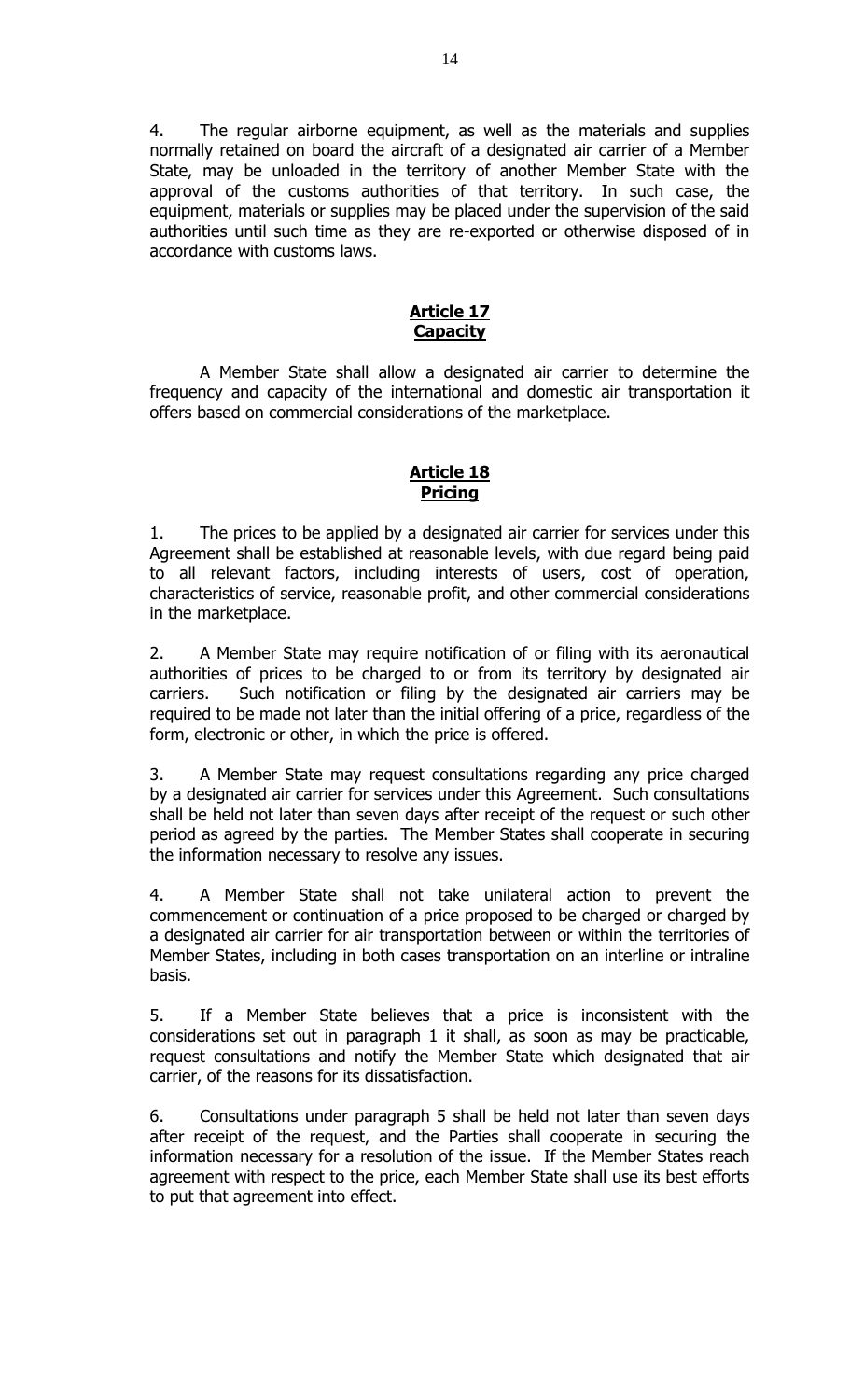4. The regular airborne equipment, as well as the materials and supplies normally retained on board the aircraft of a designated air carrier of a Member State, may be unloaded in the territory of another Member State with the approval of the customs authorities of that territory. In such case, the equipment, materials or supplies may be placed under the supervision of the said authorities until such time as they are re-exported or otherwise disposed of in accordance with customs laws.

## **Article 17**
## **Capacity**

A Member State shall allow a designated air carrier to determine the frequency and capacity of the international and domestic air transportation it offers based on commercial considerations of the marketplace.

## **Article 18**
## **Pricing**

1. The prices to be applied by a designated air carrier for services under this Agreement shall be established at reasonable levels, with due regard being paid to all relevant factors, including interests of users, cost of operation, characteristics of service, reasonable profit, and other commercial considerations in the marketplace.

2. A Member State may require notification of or filing with its aeronautical authorities of prices to be charged to or from its territory by designated air carriers. Such notification or filing by the designated air carriers may be required to be made not later than the initial offering of a price, regardless of the form, electronic or other, in which the price is offered.

3. A Member State may request consultations regarding any price charged by a designated air carrier for services under this Agreement. Such consultations shall be held not later than seven days after receipt of the request or such other period as agreed by the parties. The Member States shall cooperate in securing the information necessary to resolve any issues.

4. A Member State shall not take unilateral action to prevent the commencement or continuation of a price proposed to be charged or charged by a designated air carrier for air transportation between or within the territories of Member States, including in both cases transportation on an interline or intraline basis.

5. If a Member State believes that a price is inconsistent with the considerations set out in paragraph 1 it shall, as soon as may be practicable, request consultations and notify the Member State which designated that air carrier, of the reasons for its dissatisfaction.

6. Consultations under paragraph 5 shall be held not later than seven days after receipt of the request, and the Parties shall cooperate in securing the information necessary for a resolution of the issue. If the Member States reach agreement with respect to the price, each Member State shall use its best efforts to put that agreement into effect.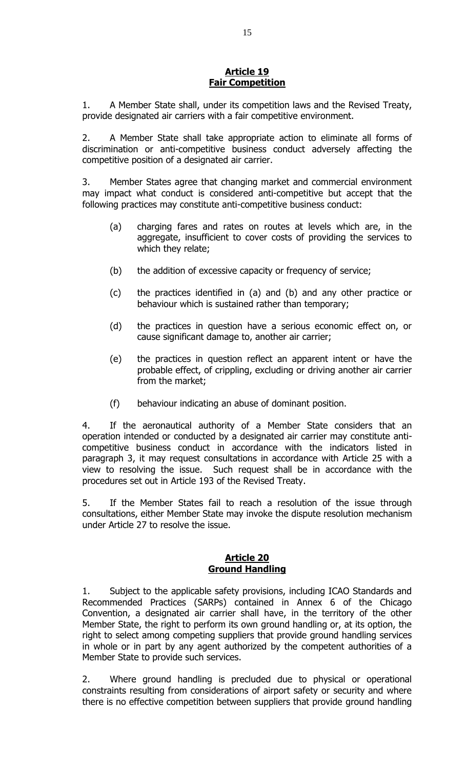## Article 19
## Fair Competition

1. A Member State shall, under its competition laws and the Revised Treaty, provide designated air carriers with a fair competitive environment.

2. A Member State shall take appropriate action to eliminate all forms of discrimination or anti-competitive business conduct adversely affecting the competitive position of a designated air carrier.

3. Member States agree that changing market and commercial environment may impact what conduct is considered anti-competitive but accept that the following practices may constitute anti-competitive business conduct:

   (a) charging fares and rates on routes at levels which are, in the aggregate, insufficient to cover costs of providing the services to which they relate;

   (b) the addition of excessive capacity or frequency of service;

   (c) the practices identified in (a) and (b) and any other practice or behaviour which is sustained rather than temporary;

   (d) the practices in question have a serious economic effect on, or cause significant damage to, another air carrier;

   (e) the practices in question reflect an apparent intent or have the probable effect, of crippling, excluding or driving another air carrier from the market;

   (f) behaviour indicating an abuse of dominant position.

4. If the aeronautical authority of a Member State considers that an operation intended or conducted by a designated air carrier may constitute anti-competitive business conduct in accordance with the indicators listed in paragraph 3, it may request consultations in accordance with Article 25 with a view to resolving the issue. Such request shall be in accordance with the procedures set out in Article 193 of the Revised Treaty.

5. If the Member States fail to reach a resolution of the issue through consultations, either Member State may invoke the dispute resolution mechanism under Article 27 to resolve the issue.

## Article 20
## Ground Handling

1. Subject to the applicable safety provisions, including ICAO Standards and Recommended Practices (SARPs) contained in Annex 6 of the Chicago Convention, a designated air carrier shall have, in the territory of the other Member State, the right to perform its own ground handling or, at its option, the right to select among competing suppliers that provide ground handling services in whole or in part by any agent authorized by the competent authorities of a Member State to provide such services.

2. Where ground handling is precluded due to physical or operational constraints resulting from considerations of airport safety or security and where there is no effective competition between suppliers that provide ground handling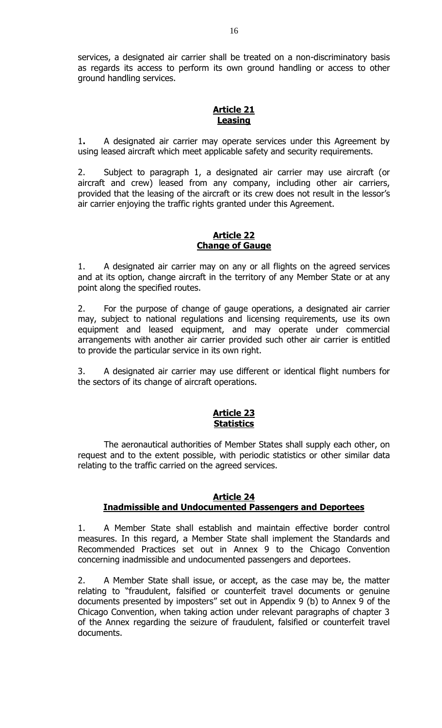services, a designated air carrier shall be treated on a non-discriminatory basis as regards its access to perform its own ground handling or access to other ground handling services.

## Article 21
## Leasing

1. A designated air carrier may operate services under this Agreement by using leased aircraft which meet applicable safety and security requirements.

2. Subject to paragraph 1, a designated air carrier may use aircraft (or aircraft and crew) leased from any company, including other air carriers, provided that the leasing of the aircraft or its crew does not result in the lessor's air carrier enjoying the traffic rights granted under this Agreement.

## Article 22
## Change of Gauge

1. A designated air carrier may on any or all flights on the agreed services and at its option, change aircraft in the territory of any Member State or at any point along the specified routes.

2. For the purpose of change of gauge operations, a designated air carrier may, subject to national regulations and licensing requirements, use its own equipment and leased equipment, and may operate under commercial arrangements with another air carrier provided such other air carrier is entitled to provide the particular service in its own right.

3. A designated air carrier may use different or identical flight numbers for the sectors of its change of aircraft operations.

## Article 23
## Statistics

The aeronautical authorities of Member States shall supply each other, on request and to the extent possible, with periodic statistics or other similar data relating to the traffic carried on the agreed services.

## Article 24
## Inadmissible and Undocumented Passengers and Deportees

1. A Member State shall establish and maintain effective border control measures. In this regard, a Member State shall implement the Standards and Recommended Practices set out in Annex 9 to the Chicago Convention concerning inadmissible and undocumented passengers and deportees.

2. A Member State shall issue, or accept, as the case may be, the matter relating to "fraudulent, falsified or counterfeit travel documents or genuine documents presented by imposters" set out in Appendix 9 (b) to Annex 9 of the Chicago Convention, when taking action under relevant paragraphs of chapter 3 of the Annex regarding the seizure of fraudulent, falsified or counterfeit travel documents.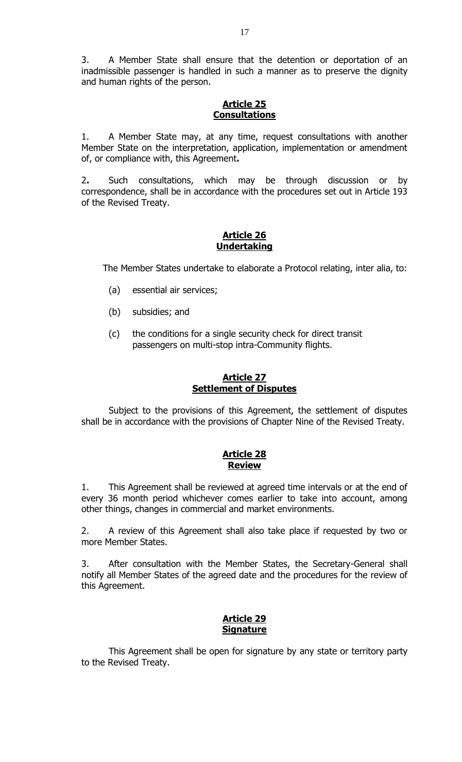3. A Member State shall ensure that the detention or deportation of an inadmissible passenger is handled in such a manner as to preserve the dignity and human rights of the person.

## Article 25
## Consultations

1. A Member State may, at any time, request consultations with another Member State on the interpretation, application, implementation or amendment of, or compliance with, this Agreement**.**

2**.** Such consultations, which may be through discussion or by correspondence, shall be in accordance with the procedures set out in Article 193 of the Revised Treaty.

## Article 26
## Undertaking

The Member States undertake to elaborate a Protocol relating, inter alia, to:

(a) essential air services;

(b) subsidies; and

(c) the conditions for a single security check for direct transit passengers on multi-stop intra-Community flights.

## Article 27
## Settlement of Disputes

Subject to the provisions of this Agreement, the settlement of disputes shall be in accordance with the provisions of Chapter Nine of the Revised Treaty.

## Article 28
## Review

1. This Agreement shall be reviewed at agreed time intervals or at the end of every 36 month period whichever comes earlier to take into account, among other things, changes in commercial and market environments.

2. A review of this Agreement shall also take place if requested by two or more Member States.

3. After consultation with the Member States, the Secretary-General shall notify all Member States of the agreed date and the procedures for the review of this Agreement.

## Article 29
## Signature

This Agreement shall be open for signature by any state or territory party to the Revised Treaty.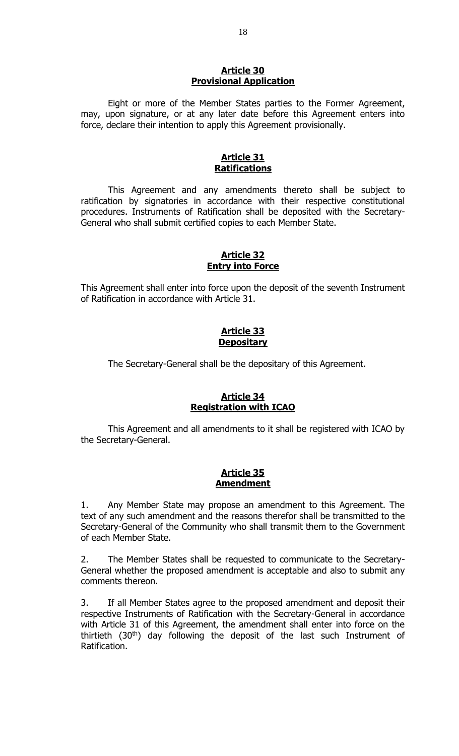## Article 30
## Provisional Application

Eight or more of the Member States parties to the Former Agreement, may, upon signature, or at any later date before this Agreement enters into force, declare their intention to apply this Agreement provisionally.

## Article 31
## Ratifications

This Agreement and any amendments thereto shall be subject to ratification by signatories in accordance with their respective constitutional procedures. Instruments of Ratification shall be deposited with the Secretary-General who shall submit certified copies to each Member State.

## Article 32
## Entry into Force

This Agreement shall enter into force upon the deposit of the seventh Instrument of Ratification in accordance with Article 31.

## Article 33
## Depositary

The Secretary-General shall be the depositary of this Agreement.

## Article 34
## Registration with ICAO

This Agreement and all amendments to it shall be registered with ICAO by the Secretary-General.

## Article 35
## Amendment

1. Any Member State may propose an amendment to this Agreement. The text of any such amendment and the reasons therefor shall be transmitted to the Secretary-General of the Community who shall transmit them to the Government of each Member State.

2. The Member States shall be requested to communicate to the Secretary-General whether the proposed amendment is acceptable and also to submit any comments thereon.

3. If all Member States agree to the proposed amendment and deposit their respective Instruments of Ratification with the Secretary-General in accordance with Article 31 of this Agreement, the amendment shall enter into force on the thirtieth (30th) day following the deposit of the last such Instrument of Ratification.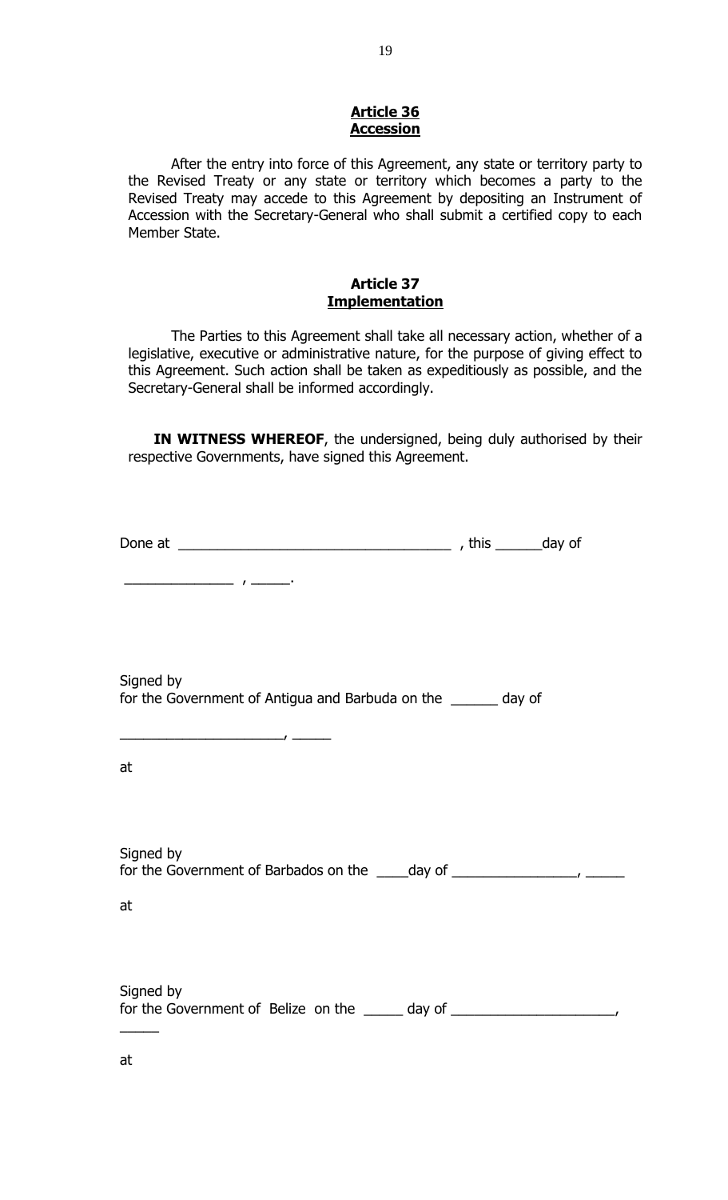**Article 36**
**Accession**

After the entry into force of this Agreement, any state or territory party to the Revised Treaty or any state or territory which becomes a party to the Revised Treaty may accede to this Agreement by depositing an Instrument of Accession with the Secretary-General who shall submit a certified copy to each Member State.

**Article 37**
**Implementation**

The Parties to this Agreement shall take all necessary action, whether of a legislative, executive or administrative nature, for the purpose of giving effect to this Agreement. Such action shall be taken as expeditiously as possible, and the Secretary-General shall be informed accordingly.

**IN WITNESS WHEREOF**, the undersigned, being duly authorised by their respective Governments, have signed this Agreement.

Done at ___________________________________ , this ______day of

______________ , _____.

Signed by
for the Government of Antigua and Barbuda on the ______ day of

_____________________, _____

at

Signed by
for the Government of Barbados on the ____day of ________________, _____

at

Signed by
for the Government of Belize on the _____ day of _____________________,
_____

at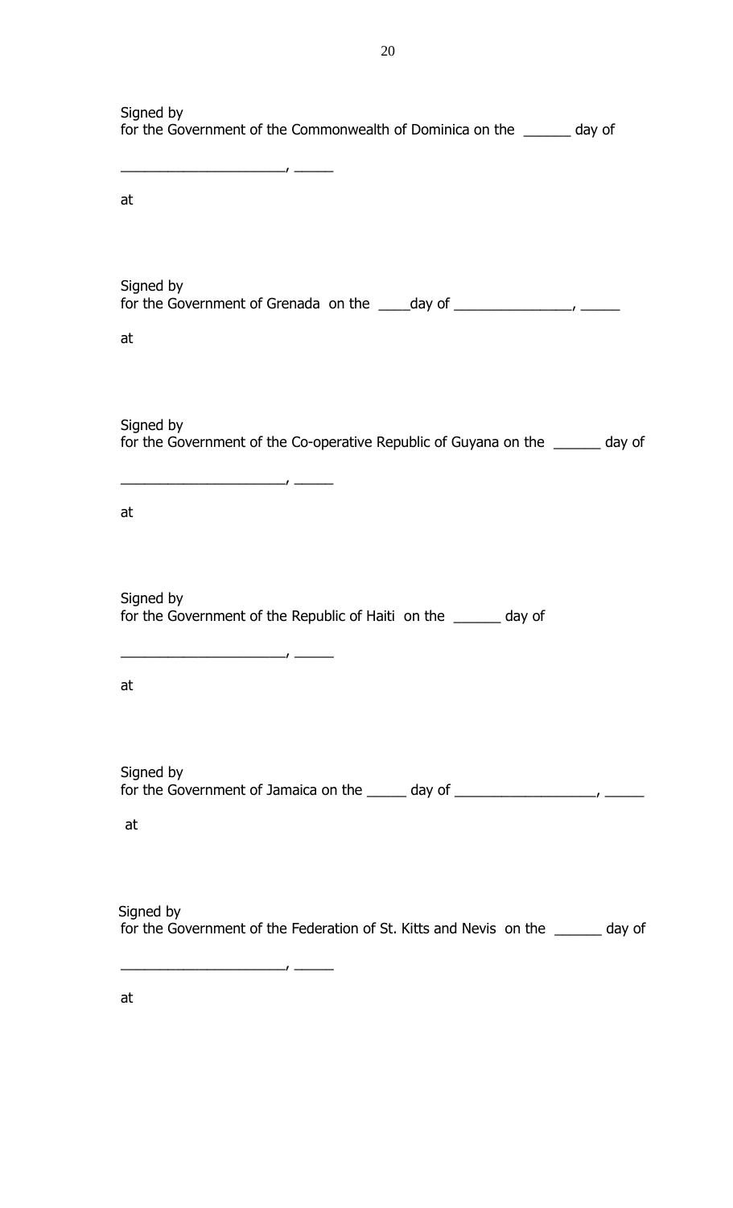Signed by
for the Government of the Commonwealth of Dominica on the ______ day of

______________________, ______

at

Signed by
for the Government of Grenada on the ____day of ________________, ______

at

Signed by
for the Government of the Co-operative Republic of Guyana on the ______ day of

______________________, ______

at

Signed by
for the Government of the Republic of Haiti on the ______ day of

______________________, ______

at

Signed by
for the Government of Jamaica on the _____ day of ___________________, ______

at

Signed by
for the Government of the Federation of St. Kitts and Nevis on the ______ day of

______________________, ______

at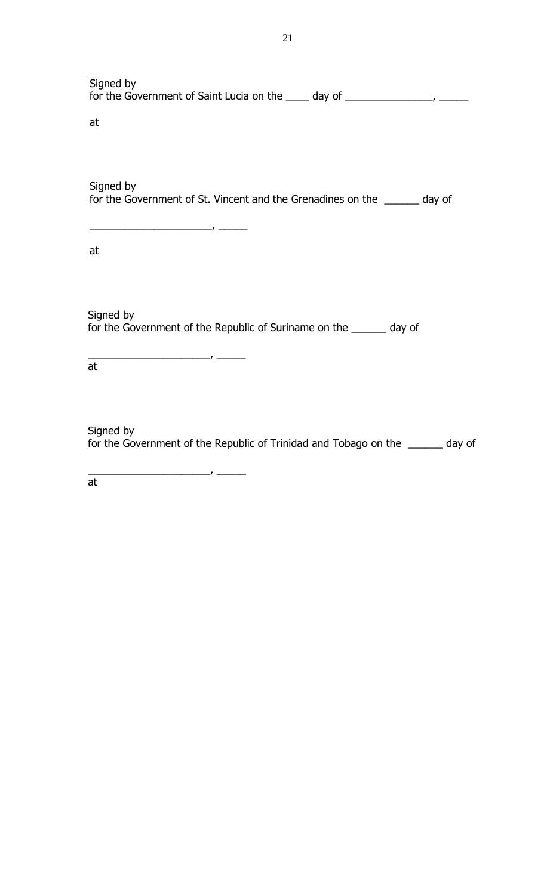Signed by
for the Government of Saint Lucia on the ____ day of _______________, _____

at

Signed by
for the Government of St. Vincent and the Grenadines on the ______ day of

_____________________, _____

at

Signed by
for the Government of the Republic of Suriname on the ______ day of

_____________________, _____
at

Signed by
for the Government of the Republic of Trinidad and Tobago on the ______ day of

_____________________, _____
at